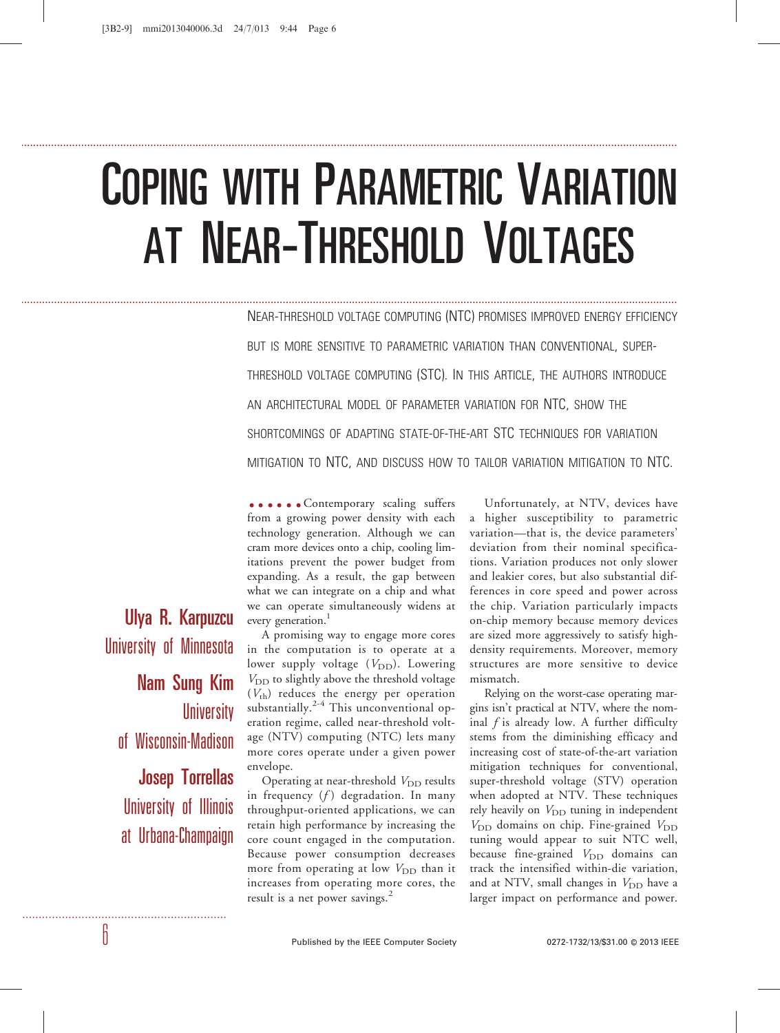# Coping with Parametric Variation at Near-Threshold Voltages

Near-threshold voltage computing (NTC) promises improved energy efficiency but is more sensitive to parametric variation than conventional, super-threshold voltage computing (STC). In this article, the authors introduce an architectural model of parameter variation for NTC, show the shortcomings of adapting state-of-the-art STC techniques for variation mitigation to NTC, and discuss how to tailor variation mitigation to NTC.

**Ulya R. Karpuzcu**
University of Minnesota

**Nam Sung Kim**
University of Wisconsin-Madison

**Josep Torrellas**
University of Illinois at Urbana-Champaign

Contemporary scaling suffers from a growing power density with each technology generation. Although we can cram more devices onto a chip, cooling limitations prevent the power budget from expanding. As a result, the gap between what we can integrate on a chip and what we can operate simultaneously widens at every generation.[1]

A promising way to engage more cores in the computation is to operate at a lower supply voltage ($V_{DD}$). Lowering $V_{DD}$ to slightly above the threshold voltage ($V_{th}$) reduces the energy per operation substantially.[2-4] This unconventional operation regime, called near-threshold voltage (NTV) computing (NTC) lets many more cores operate under a given power envelope.

Operating at near-threshold $V_{DD}$ results in frequency ($f$) degradation. In many throughput-oriented applications, we can retain high performance by increasing the core count engaged in the computation. Because power consumption decreases more from operating at low $V_{DD}$ than it increases from operating more cores, the result is a net power savings.[2]

Unfortunately, at NTV, devices have a higher susceptibility to parametric variation—that is, the device parameters' deviation from their nominal specifications. Variation produces not only slower and leakier cores, but also substantial differences in core speed and power across the chip. Variation particularly impacts on-chip memory because memory devices are sized more aggressively to satisfy high-density requirements. Moreover, memory structures are more sensitive to device mismatch.

Relying on the worst-case operating margins isn't practical at NTV, where the nominal $f$ is already low. A further difficulty stems from the diminishing efficacy and increasing cost of state-of-the-art variation mitigation techniques for conventional, super-threshold voltage (STV) operation when adopted at NTV. These techniques rely heavily on $V_{DD}$ tuning in independent $V_{DD}$ domains on chip. Fine-grained $V_{DD}$ tuning would appear to suit NTC well, because fine-grained $V_{DD}$ domains can track the intensified within-die variation, and at NTV, small changes in $V_{DD}$ have a larger impact on performance and power.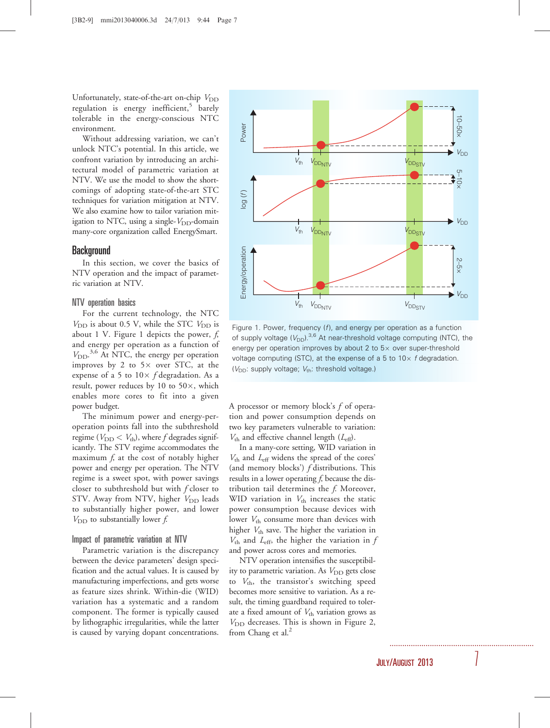Unfortunately, state-of-the-art on-chip $V_{DD}$ regulation is energy inefficient,[5] barely tolerable in the energy-conscious NTC environment.

Without addressing variation, we can't unlock NTC's potential. In this article, we confront variation by introducing an architectural model of parametric variation at NTV. We use the model to show the shortcomings of adopting state-of-the-art STC techniques for variation mitigation at NTV. We also examine how to tailor variation mitigation to NTC, using a single-$V_{DD}$-domain many-core organization called EnergySmart.

## Background

In this section, we cover the basics of NTV operation and the impact of parametric variation at NTV.

### NTV operation basics

For the current technology, the NTC $V_{DD}$ is about 0.5 V, while the STC $V_{DD}$ is about 1 V. Figure 1 depicts the power, $f$, and energy per operation as a function of $V_{DD}$.[3,6] At NTC, the energy per operation improves by 2 to 5× over STC, at the expense of a 5 to 10× $f$ degradation. As a result, power reduces by 10 to 50×, which enables more cores to fit into a given power budget.

The minimum power and energy-per-operation points fall into the subthreshold regime ($V_{DD} < V_{th}$), where $f$ degrades significantly. The STV regime accommodates the maximum $f$, at the cost of notably higher power and energy per operation. The NTV regime is a sweet spot, with power savings closer to subthreshold but with $f$ closer to STV. Away from NTV, higher $V_{DD}$ leads to substantially higher power, and lower $V_{DD}$ to substantially lower $f$.

### Impact of parametric variation at NTV

Parametric variation is the discrepancy between the device parameters' design specification and the actual values. It is caused by manufacturing imperfections, and gets worse as feature sizes shrink. Within-die (WID) variation has a systematic and a random component. The former is typically caused by lithographic irregularities, while the latter is caused by varying dopant concentrations.

Figure 1. Power, frequency ($f$), and energy per operation as a function of supply voltage ($V_{DD}$).[3,6] At near-threshold voltage computing (NTC), the energy per operation improves by about 2 to 5× over super-threshold voltage computing (STC), at the expense of a 5 to 10× $f$ degradation. ($V_{DD}$: supply voltage; $V_{th}$: threshold voltage.)

A processor or memory block's $f$ of operation and power consumption depends on two key parameters vulnerable to variation: $V_{th}$ and effective channel length ($L_{eff}$).

In a many-core setting, WID variation in $V_{th}$ and $L_{eff}$ widens the spread of the cores' (and memory blocks') $f$ distributions. This results in a lower operating $f$, because the distribution tail determines the $f$. Moreover, WID variation in $V_{th}$ increases the static power consumption because devices with lower $V_{th}$ consume more than devices with higher $V_{th}$ save. The higher the variation in $V_{th}$ and $L_{eff}$, the higher the variation in $f$ and power across cores and memories.

NTV operation intensifies the susceptibility to parametric variation. As $V_{DD}$ gets close to $V_{th}$, the transistor's switching speed becomes more sensitive to variation. As a result, the timing guardband required to tolerate a fixed amount of $V_{th}$ variation grows as $V_{DD}$ decreases. This is shown in Figure 2, from Chang et al.[2]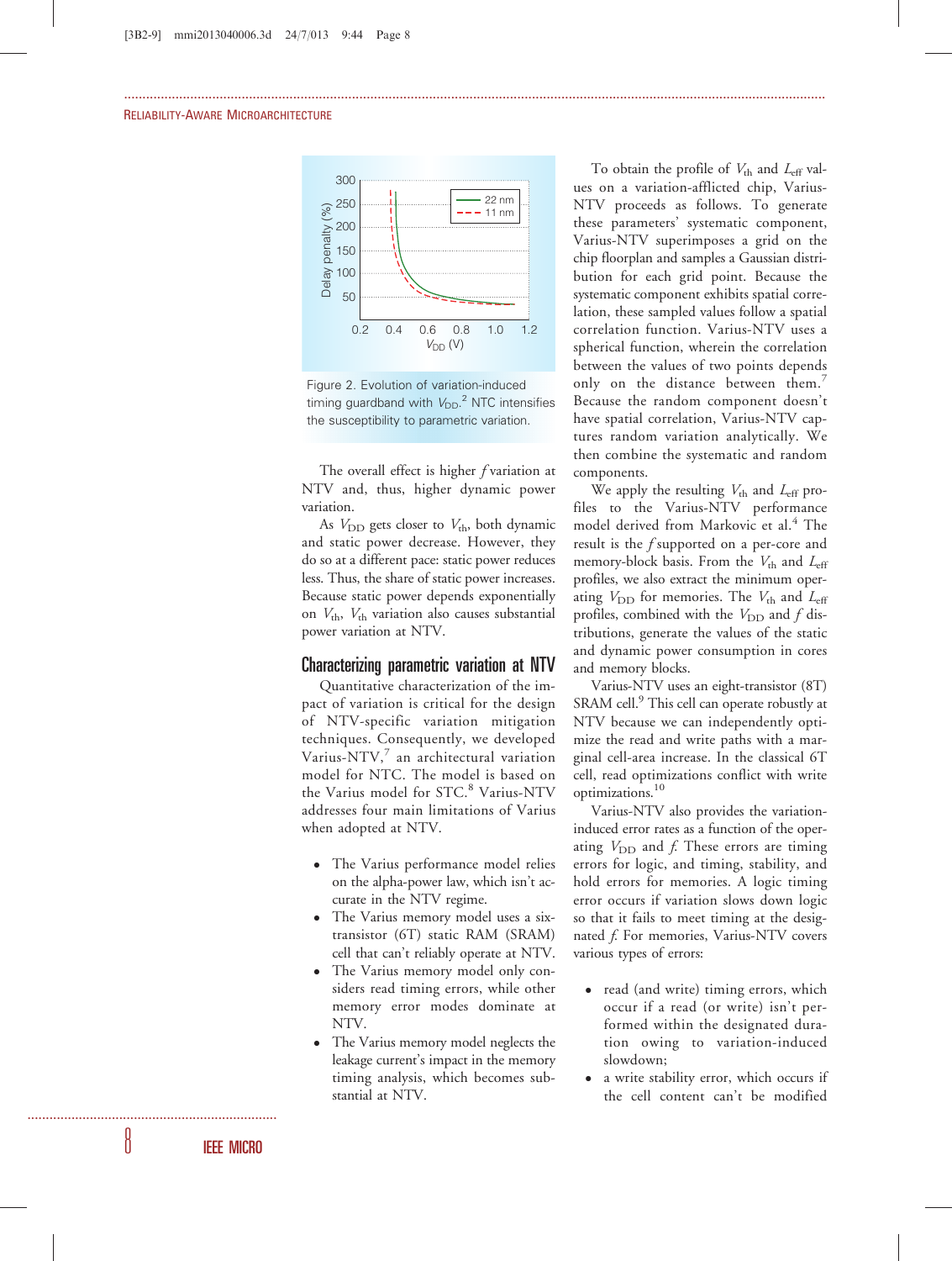Figure 2. Evolution of variation-induced timing guardband with $V_{DD}$.[2] NTC intensifies the susceptibility to parametric variation.

The overall effect is higher $f$ variation at NTV and, thus, higher dynamic power variation.

As $V_{DD}$ gets closer to $V_{th}$, both dynamic and static power decrease. However, they do so at a different pace: static power reduces less. Thus, the share of static power increases. Because static power depends exponentially on $V_{th}$, $V_{th}$ variation also causes substantial power variation at NTV.

## Characterizing parametric variation at NTV

Quantitative characterization of the impact of variation is critical for the design of NTV-specific variation mitigation techniques. Consequently, we developed Varius-NTV,[7] an architectural variation model for NTC. The model is based on the Varius model for STC.[8] Varius-NTV addresses four main limitations of Varius when adopted at NTV.

- The Varius performance model relies on the alpha-power law, which isn't accurate in the NTV regime.
- The Varius memory model uses a six-transistor (6T) static RAM (SRAM) cell that can't reliably operate at NTV.
- The Varius memory model only considers read timing errors, while other memory error modes dominate at NTV.
- The Varius memory model neglects the leakage current's impact in the memory timing analysis, which becomes substantial at NTV.

To obtain the profile of $V_{th}$ and $L_{eff}$ values on a variation-afflicted chip, Varius-NTV proceeds as follows. To generate these parameters' systematic component, Varius-NTV superimposes a grid on the chip floorplan and samples a Gaussian distribution for each grid point. Because the systematic component exhibits spatial correlation, these sampled values follow a spatial correlation function. Varius-NTV uses a spherical function, wherein the correlation between the values of two points depends only on the distance between them.[7] Because the random component doesn't have spatial correlation, Varius-NTV captures random variation analytically. We then combine the systematic and random components.

We apply the resulting $V_{th}$ and $L_{eff}$ profiles to the Varius-NTV performance model derived from Markovic et al.[4] The result is the $f$ supported on a per-core and memory-block basis. From the $V_{th}$ and $L_{eff}$ profiles, we also extract the minimum operating $V_{DD}$ for memories. The $V_{th}$ and $L_{eff}$ profiles, combined with the $V_{DD}$ and $f$ distributions, generate the values of the static and dynamic power consumption in cores and memory blocks.

Varius-NTV uses an eight-transistor (8T) SRAM cell.[9] This cell can operate robustly at NTV because we can independently optimize the read and write paths with a marginal cell-area increase. In the classical 6T cell, read optimizations conflict with write optimizations.[10]

Varius-NTV also provides the variation-induced error rates as a function of the operating $V_{DD}$ and $f$. These errors are timing errors for logic, and timing, stability, and hold errors for memories. A logic timing error occurs if variation slows down logic so that it fails to meet timing at the designated $f$. For memories, Varius-NTV covers various types of errors:

- read (and write) timing errors, which occur if a read (or write) isn't performed within the designated duration owing to variation-induced slowdown;
- a write stability error, which occurs if the cell content can't be modified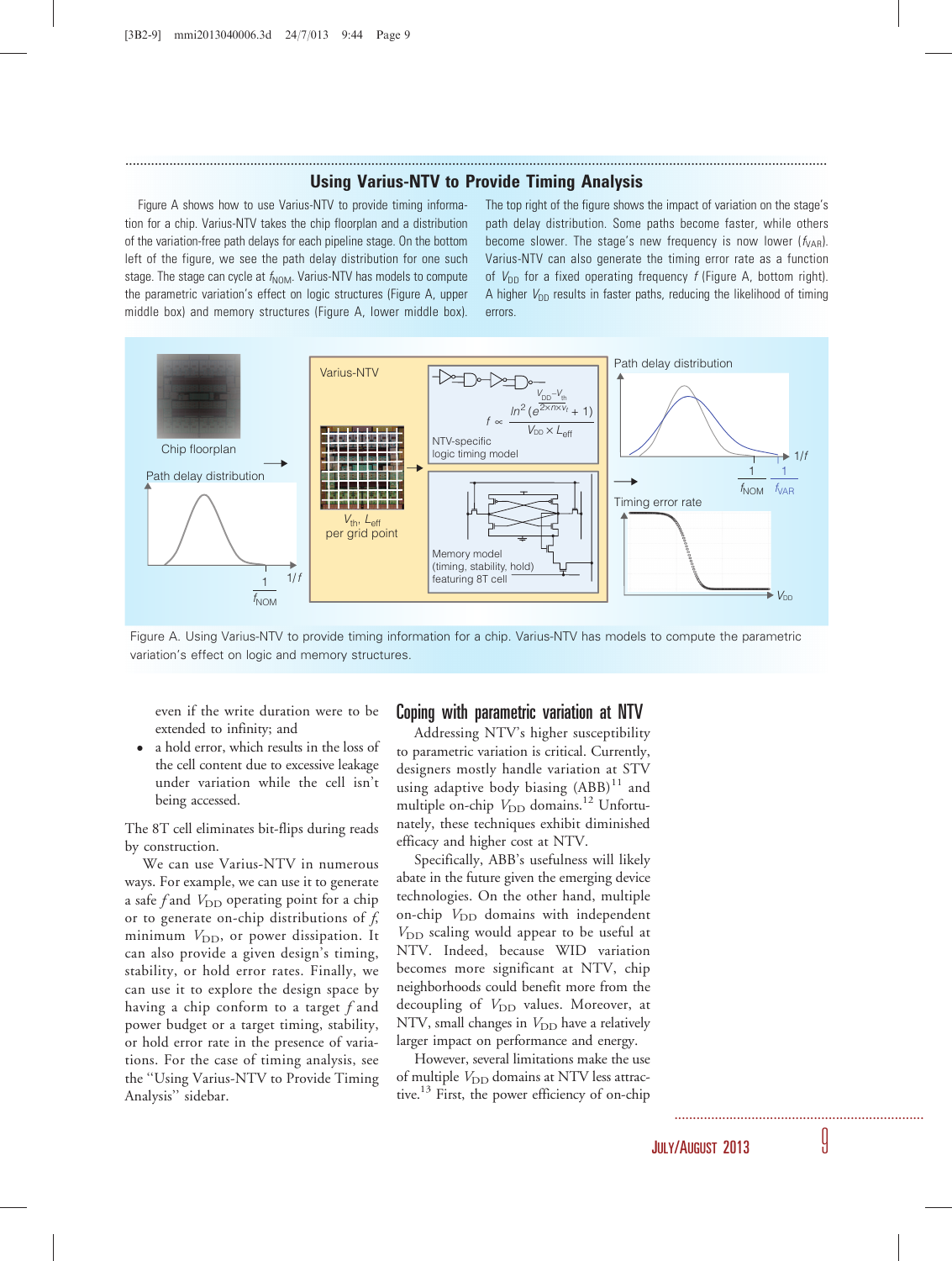## Using Varius-NTV to Provide Timing Analysis

Figure A shows how to use Varius-NTV to provide timing information for a chip. Varius-NTV takes the chip floorplan and a distribution of the variation-free path delays for each pipeline stage. On the bottom left of the figure, we see the path delay distribution for one such stage. The stage can cycle at $f_{NOM}$. Varius-NTV has models to compute the parametric variation's effect on logic structures (Figure A, upper middle box) and memory structures (Figure A, lower middle box). The top right of the figure shows the impact of variation on the stage's path delay distribution. Some paths become faster, while others become slower. The stage's new frequency is now lower ($f_{VAR}$). Varius-NTV can also generate the timing error rate as a function of $V_{DD}$ for a fixed operating frequency $f$ (Figure A, bottom right). A higher $V_{DD}$ results in faster paths, reducing the likelihood of timing errors.

Chip floorplan

Path delay distribution

Varius-NTV

$V_{th}$, $L_{eff}$ per grid point

$$f \propto \frac{\ln^2\left(e^{\frac{V_{DD}-V_{th}}{2 \times n \times v_t}} + 1\right)}{V_{DD} \times L_{eff}}$$

NTV-specific logic timing model

Memory model (timing, stability, hold) featuring 8T cell

Path delay distribution

Timing error rate

Figure A. Using Varius-NTV to provide timing information for a chip. Varius-NTV has models to compute the parametric variation's effect on logic and memory structures.

even if the write duration were to be extended to infinity; and

- a hold error, which results in the loss of the cell content due to excessive leakage under variation while the cell isn't being accessed.

The 8T cell eliminates bit-flips during reads by construction.

We can use Varius-NTV in numerous ways. For example, we can use it to generate a safe $f$ and $V_{DD}$ operating point for a chip or to generate on-chip distributions of $f$, minimum $V_{DD}$, or power dissipation. It can also provide a given design's timing, stability, or hold error rates. Finally, we can use it to explore the design space by having a chip conform to a target $f$ and power budget or a target timing, stability, or hold error rate in the presence of variations. For the case of timing analysis, see the "Using Varius-NTV to Provide Timing Analysis" sidebar.

## Coping with parametric variation at NTV

Addressing NTV's higher susceptibility to parametric variation is critical. Currently, designers mostly handle variation at STV using adaptive body biasing (ABB)[11] and multiple on-chip $V_{DD}$ domains.[12] Unfortunately, these techniques exhibit diminished efficacy and higher cost at NTV.

Specifically, ABB's usefulness will likely abate in the future given the emerging device technologies. On the other hand, multiple on-chip $V_{DD}$ domains with independent $V_{DD}$ scaling would appear to be useful at NTV. Indeed, because WID variation becomes more significant at NTV, chip neighborhoods could benefit more from the decoupling of $V_{DD}$ values. Moreover, at NTV, small changes in $V_{DD}$ have a relatively larger impact on performance and energy.

However, several limitations make the use of multiple $V_{DD}$ domains at NTV less attractive.[13] First, the power efficiency of on-chip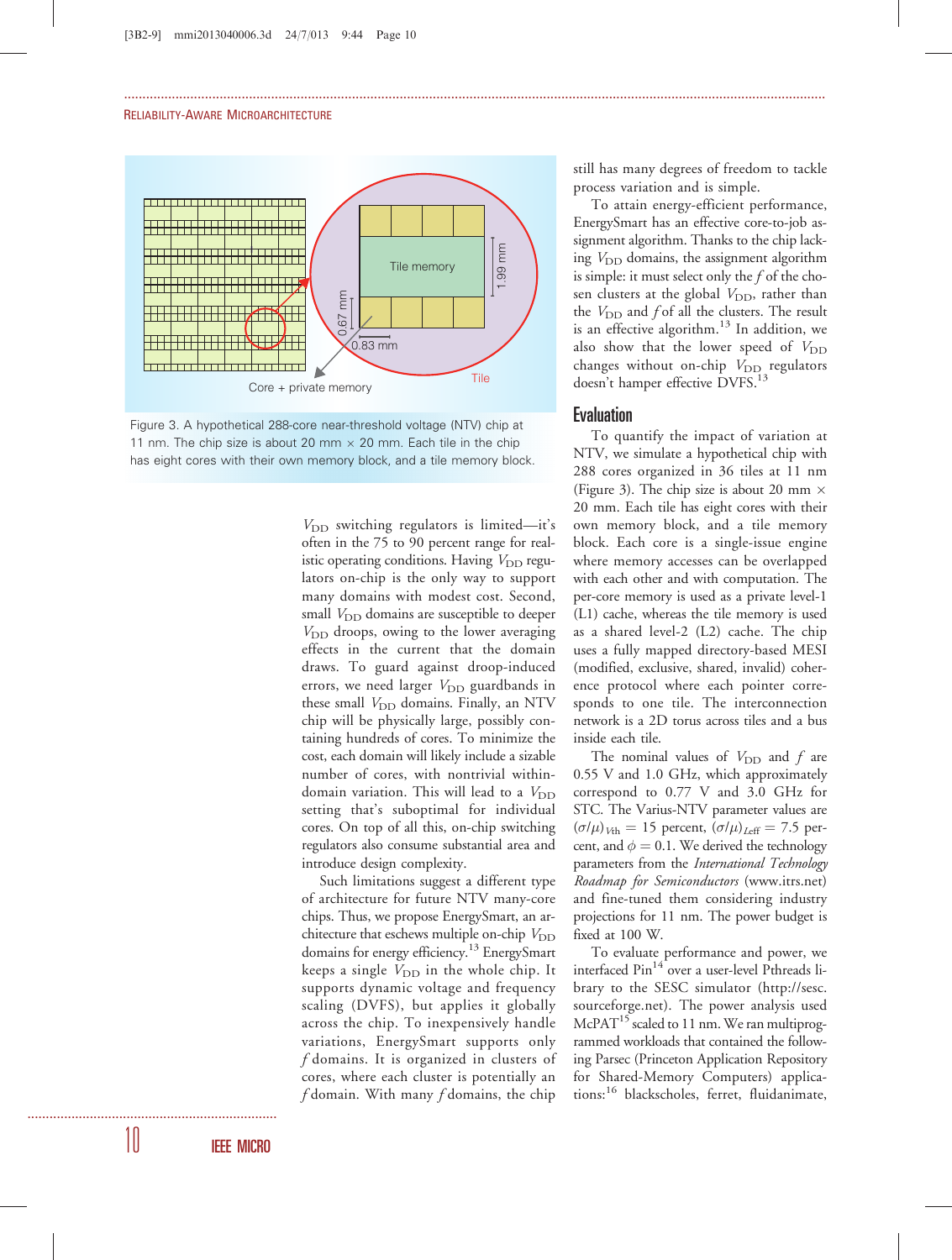Figure 3. A hypothetical 288-core near-threshold voltage (NTV) chip at 11 nm. The chip size is about 20 mm × 20 mm. Each tile in the chip has eight cores with their own memory block, and a tile memory block.

$V_{DD}$ switching regulators is limited—it's often in the 75 to 90 percent range for realistic operating conditions. Having $V_{DD}$ regulators on-chip is the only way to support many domains with modest cost. Second, small $V_{DD}$ domains are susceptible to deeper $V_{DD}$ droops, owing to the lower averaging effects in the current that the domain draws. To guard against droop-induced errors, we need larger $V_{DD}$ guardbands in these small $V_{DD}$ domains. Finally, an NTV chip will be physically large, possibly containing hundreds of cores. To minimize the cost, each domain will likely include a sizable number of cores, with nontrivial within-domain variation. This will lead to a $V_{DD}$ setting that's suboptimal for individual cores. On top of all this, on-chip switching regulators also consume substantial area and introduce design complexity.

Such limitations suggest a different type of architecture for future NTV many-core chips. Thus, we propose EnergySmart, an architecture that eschews multiple on-chip $V_{DD}$ domains for energy efficiency.[13] EnergySmart keeps a single $V_{DD}$ in the whole chip. It supports dynamic voltage and frequency scaling (DVFS), but applies it globally across the chip. To inexpensively handle variations, EnergySmart supports only $f$ domains. It is organized in clusters of cores, where each cluster is potentially an $f$ domain. With many $f$ domains, the chip still has many degrees of freedom to tackle process variation and is simple.

To attain energy-efficient performance, EnergySmart has an effective core-to-job assignment algorithm. Thanks to the chip lacking $V_{DD}$ domains, the assignment algorithm is simple: it must select only the $f$ of the chosen clusters at the global $V_{DD}$, rather than the $V_{DD}$ and $f$ of all the clusters. The result is an effective algorithm.[13] In addition, we also show that the lower speed of $V_{DD}$ changes without on-chip $V_{DD}$ regulators doesn't hamper effective DVFS.[13]

## Evaluation

To quantify the impact of variation at NTV, we simulate a hypothetical chip with 288 cores organized in 36 tiles at 11 nm (Figure 3). The chip size is about 20 mm × 20 mm. Each tile has eight cores with their own memory block, and a tile memory block. Each core is a single-issue engine where memory accesses can be overlapped with each other and with computation. The per-core memory is used as a private level-1 (L1) cache, whereas the tile memory is used as a shared level-2 (L2) cache. The chip uses a fully mapped directory-based MESI (modified, exclusive, shared, invalid) coherence protocol where each pointer corresponds to one tile. The interconnection network is a 2D torus across tiles and a bus inside each tile.

The nominal values of $V_{DD}$ and $f$ are 0.55 V and 1.0 GHz, which approximately correspond to 0.77 V and 3.0 GHz for STC. The Varius-NTV parameter values are $(\sigma/\mu)_{Vth} = 15$ percent, $(\sigma/\mu)_{Leff} = 7.5$ percent, and $\phi = 0.1$. We derived the technology parameters from the *International Technology Roadmap for Semiconductors* (www.itrs.net) and fine-tuned them considering industry projections for 11 nm. The power budget is fixed at 100 W.

To evaluate performance and power, we interfaced Pin[14] over a user-level Pthreads library to the SESC simulator (http://sesc.sourceforge.net). The power analysis used McPAT[15] scaled to 11 nm. We ran multiprogrammed workloads that contained the following Parsec (Princeton Application Repository for Shared-Memory Computers) applications:[16] blackscholes, ferret, fluidanimate,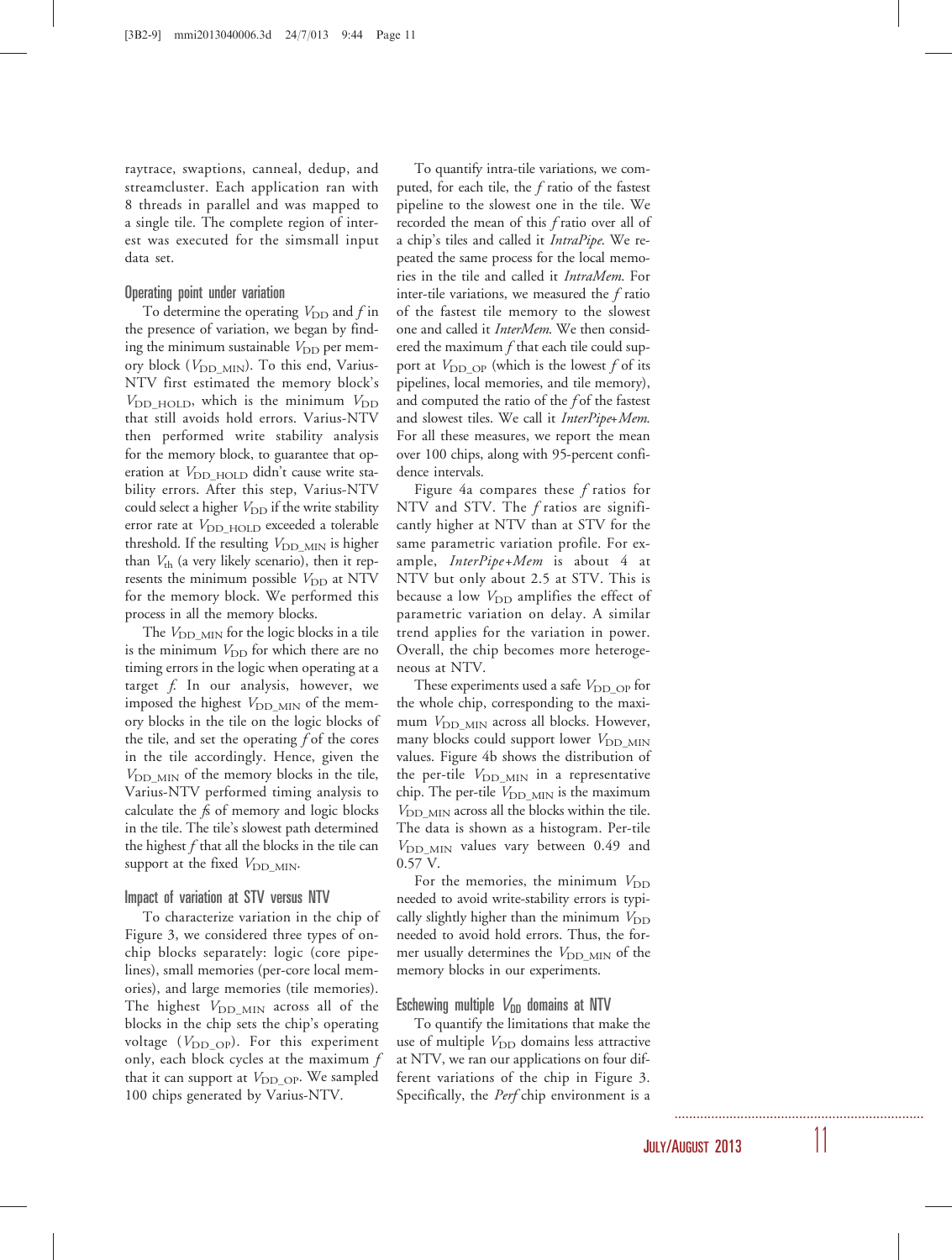raytrace, swaptions, canneal, dedup, and streamcluster. Each application ran with 8 threads in parallel and was mapped to a single tile. The complete region of interest was executed for the simsmall input data set.

### Operating point under variation

To determine the operating $V_{DD}$ and $f$ in the presence of variation, we began by finding the minimum sustainable $V_{DD}$ per memory block ($V_{DD\_MIN}$). To this end, Varius-NTV first estimated the memory block's $V_{DD\_HOLD}$, which is the minimum $V_{DD}$ that still avoids hold errors. Varius-NTV then performed write stability analysis for the memory block, to guarantee that operation at $V_{DD\_HOLD}$ didn't cause write stability errors. After this step, Varius-NTV could select a higher $V_{DD}$ if the write stability error rate at $V_{DD\_HOLD}$ exceeded a tolerable threshold. If the resulting $V_{DD\_MIN}$ is higher than $V_{th}$ (a very likely scenario), then it represents the minimum possible $V_{DD}$ at NTV for the memory block. We performed this process in all the memory blocks.

The $V_{DD\_MIN}$ for the logic blocks in a tile is the minimum $V_{DD}$ for which there are no timing errors in the logic when operating at a target $f$. In our analysis, however, we imposed the highest $V_{DD\_MIN}$ of the memory blocks in the tile on the logic blocks of the tile, and set the operating $f$ of the cores in the tile accordingly. Hence, given the $V_{DD\_MIN}$ of the memory blocks in the tile, Varius-NTV performed timing analysis to calculate the $f$s of memory and logic blocks in the tile. The tile's slowest path determined the highest $f$ that all the blocks in the tile can support at the fixed $V_{DD\_MIN}$.

### Impact of variation at STV versus NTV

To characterize variation in the chip of Figure 3, we considered three types of on-chip blocks separately: logic (core pipelines), small memories (per-core local memories), and large memories (tile memories). The highest $V_{DD\_MIN}$ across all of the blocks in the chip sets the chip's operating voltage ($V_{DD\_OP}$). For this experiment only, each block cycles at the maximum $f$ that it can support at $V_{DD\_OP}$. We sampled 100 chips generated by Varius-NTV.

To quantify intra-tile variations, we computed, for each tile, the $f$ ratio of the fastest pipeline to the slowest one in the tile. We recorded the mean of this $f$ ratio over all of a chip's tiles and called it *IntraPipe*. We repeated the same process for the local memories in the tile and called it *IntraMem*. For inter-tile variations, we measured the $f$ ratio of the fastest tile memory to the slowest one and called it *InterMem*. We then considered the maximum $f$ that each tile could support at $V_{DD\_OP}$ (which is the lowest $f$ of its pipelines, local memories, and tile memory), and computed the ratio of the $f$ of the fastest and slowest tiles. We call it *InterPipe+Mem*. For all these measures, we report the mean over 100 chips, along with 95-percent confidence intervals.

Figure 4a compares these $f$ ratios for NTV and STV. The $f$ ratios are significantly higher at NTV than at STV for the same parametric variation profile. For example, *InterPipe+Mem* is about 4 at NTV but only about 2.5 at STV. This is because a low $V_{DD}$ amplifies the effect of parametric variation on delay. A similar trend applies for the variation in power. Overall, the chip becomes more heterogeneous at NTV.

These experiments used a safe $V_{DD\_OP}$ for the whole chip, corresponding to the maximum $V_{DD\_MIN}$ across all blocks. However, many blocks could support lower $V_{DD\_MIN}$ values. Figure 4b shows the distribution of the per-tile $V_{DD\_MIN}$ in a representative chip. The per-tile $V_{DD\_MIN}$ is the maximum $V_{DD\_MIN}$ across all the blocks within the tile. The data is shown as a histogram. Per-tile $V_{DD\_MIN}$ values vary between 0.49 and 0.57 V.

For the memories, the minimum $V_{DD}$ needed to avoid write-stability errors is typically slightly higher than the minimum $V_{DD}$ needed to avoid hold errors. Thus, the former usually determines the $V_{DD\_MIN}$ of the memory blocks in our experiments.

### Eschewing multiple $V_{DD}$ domains at NTV

To quantify the limitations that make the use of multiple $V_{DD}$ domains less attractive at NTV, we ran our applications on four different variations of the chip in Figure 3. Specifically, the *Perf* chip environment is a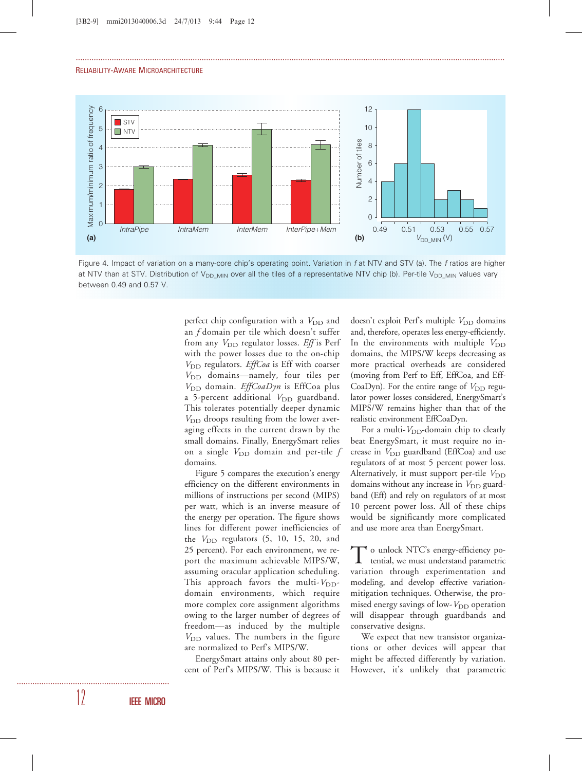Figure 4. Impact of variation on a many-core chip's operating point. Variation in $f$ at NTV and STV (a). The $f$ ratios are higher at NTV than at STV. Distribution of $V_{DD\_MIN}$ over all the tiles of a representative NTV chip (b). Per-tile $V_{DD\_MIN}$ values vary between 0.49 and 0.57 V.

perfect chip configuration with a $V_{DD}$ and an $f$ domain per tile which doesn't suffer from any $V_{DD}$ regulator losses. *Eff* is Perf with the power losses due to the on-chip $V_{DD}$ regulators. *EffCoa* is Eff with coarser $V_{DD}$ domains—namely, four tiles per $V_{DD}$ domain. *EffCoaDyn* is EffCoa plus a 5-percent additional $V_{DD}$ guardband. This tolerates potentially deeper dynamic $V_{DD}$ droops resulting from the lower averaging effects in the current drawn by the small domains. Finally, EnergySmart relies on a single $V_{DD}$ domain and per-tile $f$ domains.

Figure 5 compares the execution's energy efficiency on the different environments in millions of instructions per second (MIPS) per watt, which is an inverse measure of the energy per operation. The figure shows lines for different power inefficiencies of the $V_{DD}$ regulators (5, 10, 15, 20, and 25 percent). For each environment, we report the maximum achievable MIPS/W, assuming oracular application scheduling. This approach favors the multi-$V_{DD}$-domain environments, which require more complex core assignment algorithms owing to the larger number of degrees of freedom—as induced by the multiple $V_{DD}$ values. The numbers in the figure are normalized to Perf's MIPS/W.

EnergySmart attains only about 80 percent of Perf's MIPS/W. This is because it doesn't exploit Perf's multiple $V_{DD}$ domains and, therefore, operates less energy-efficiently. In the environments with multiple $V_{DD}$ domains, the MIPS/W keeps decreasing as more practical overheads are considered (moving from Perf to Eff, EffCoa, and EffCoaDyn). For the entire range of $V_{DD}$ regulator power losses considered, EnergySmart's MIPS/W remains higher than that of the realistic environment EffCoaDyn.

For a multi-$V_{DD}$-domain chip to clearly beat EnergySmart, it must require no increase in $V_{DD}$ guardband (EffCoa) and use regulators of at most 5 percent power loss. Alternatively, it must support per-tile $V_{DD}$ domains without any increase in $V_{DD}$ guardband (Eff) and rely on regulators of at most 10 percent power loss. All of these chips would be significantly more complicated and use more area than EnergySmart.

To unlock NTC's energy-efficiency potential, we must understand parametric variation through experimentation and modeling, and develop effective variation-mitigation techniques. Otherwise, the promised energy savings of low-$V_{DD}$ operation will disappear through guardbands and conservative designs.

We expect that new transistor organizations or other devices will appear that might be affected differently by variation. However, it's unlikely that parametric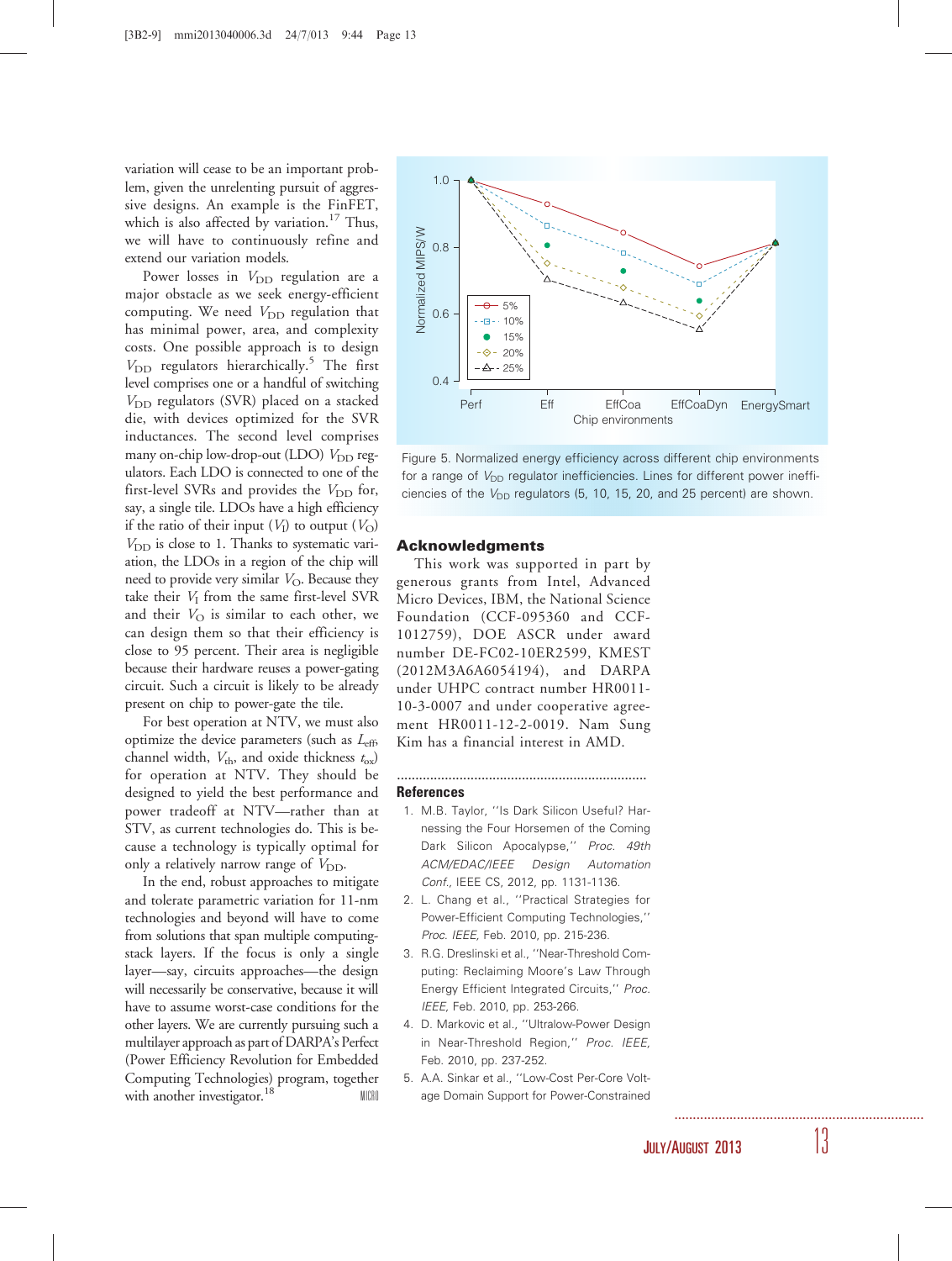variation will cease to be an important problem, given the unrelenting pursuit of aggressive designs. An example is the FinFET, which is also affected by variation.[17] Thus, we will have to continuously refine and extend our variation models.

Power losses in $V_{DD}$ regulation are a major obstacle as we seek energy-efficient computing. We need $V_{DD}$ regulation that has minimal power, area, and complexity costs. One possible approach is to design $V_{DD}$ regulators hierarchically.[5] The first level comprises one or a handful of switching $V_{DD}$ regulators (SVR) placed on a stacked die, with devices optimized for the SVR inductances. The second level comprises many on-chip low-drop-out (LDO) $V_{DD}$ regulators. Each LDO is connected to one of the first-level SVRs and provides the $V_{DD}$ for, say, a single tile. LDOs have a high efficiency if the ratio of their input ($V_I$) to output ($V_O$) $V_{DD}$ is close to 1. Thanks to systematic variation, the LDOs in a region of the chip will need to provide very similar $V_O$. Because they take their $V_I$ from the same first-level SVR and their $V_O$ is similar to each other, we can design them so that their efficiency is close to 95 percent. Their area is negligible because their hardware reuses a power-gating circuit. Such a circuit is likely to be already present on chip to power-gate the tile.

For best operation at NTV, we must also optimize the device parameters (such as $L_{eff}$, channel width, $V_{th}$, and oxide thickness $t_{ox}$) for operation at NTV. They should be designed to yield the best performance and power tradeoff at NTV—rather than at STV, as current technologies do. This is because a technology is typically optimal for only a relatively narrow range of $V_{DD}$.

In the end, robust approaches to mitigate and tolerate parametric variation for 11-nm technologies and beyond will have to come from solutions that span multiple computing-stack layers. If the focus is only a single layer—say, circuits approaches—the design will necessarily be conservative, because it will have to assume worst-case conditions for the other layers. We are currently pursuing such a multilayer approach as part of DARPA's Perfect (Power Efficiency Revolution for Embedded Computing Technologies) program, together with another investigator.[18]

Figure 5. Normalized energy efficiency across different chip environments for a range of $V_{DD}$ regulator inefficiencies. Lines for different power inefficiencies of the $V_{DD}$ regulators (5, 10, 15, 20, and 25 percent) are shown.

## Acknowledgments

This work was supported in part by generous grants from Intel, Advanced Micro Devices, IBM, the National Science Foundation (CCF-095360 and CCF-1012759), DOE ASCR under award number DE-FC02-10ER2599, KMEST (2012M3A6A6054194), and DARPA under UHPC contract number HR0011-10-3-0007 and under cooperative agreement HR0011-12-2-0019. Nam Sung Kim has a financial interest in AMD.

## References

1. M.B. Taylor, "Is Dark Silicon Useful? Harnessing the Four Horsemen of the Coming Dark Silicon Apocalypse," *Proc. 49th ACM/EDAC/IEEE Design Automation Conf.,* IEEE CS, 2012, pp. 1131-1136.
2. L. Chang et al., "Practical Strategies for Power-Efficient Computing Technologies," *Proc. IEEE,* Feb. 2010, pp. 215-236.
3. R.G. Dreslinski et al., "Near-Threshold Computing: Reclaiming Moore's Law Through Energy Efficient Integrated Circuits," *Proc. IEEE,* Feb. 2010, pp. 253-266.
4. D. Markovic et al., "Ultralow-Power Design in Near-Threshold Region," *Proc. IEEE,* Feb. 2010, pp. 237-252.
5. A.A. Sinkar et al., "Low-Cost Per-Core Voltage Domain Support for Power-Constrained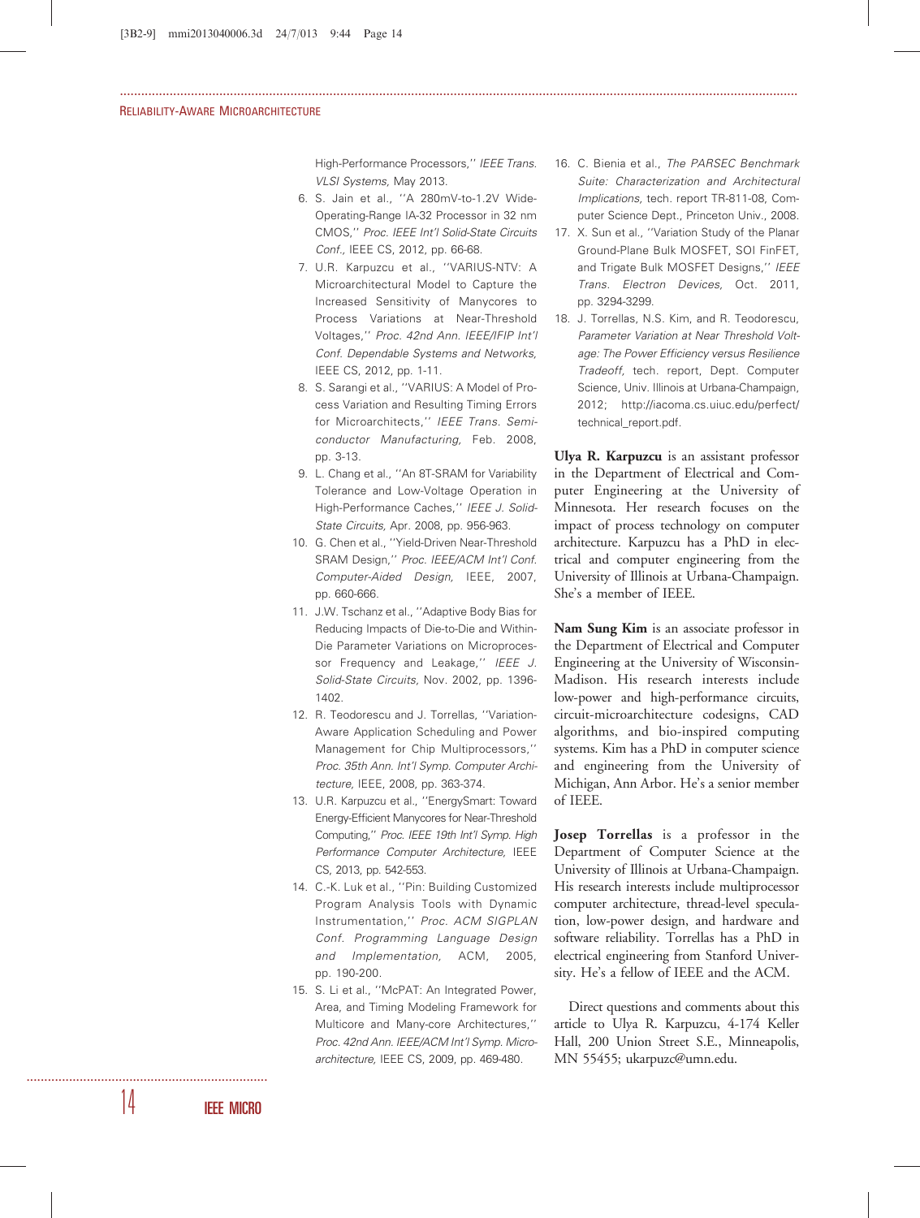High-Performance Processors," *IEEE Trans. VLSI Systems,* May 2013.

6. S. Jain et al., "A 280mV-to-1.2V Wide-Operating-Range IA-32 Processor in 32 nm CMOS," *Proc. IEEE Int'l Solid-State Circuits Conf.,* IEEE CS, 2012, pp. 66-68.
7. U.R. Karpuzcu et al., "VARIUS-NTV: A Microarchitectural Model to Capture the Increased Sensitivity of Manycores to Process Variations at Near-Threshold Voltages," *Proc. 42nd Ann. IEEE/IFIP Int'l Conf. Dependable Systems and Networks,* IEEE CS, 2012, pp. 1-11.
8. S. Sarangi et al., "VARIUS: A Model of Process Variation and Resulting Timing Errors for Microarchitects," *IEEE Trans. Semiconductor Manufacturing,* Feb. 2008, pp. 3-13.
9. L. Chang et al., "An 8T-SRAM for Variability Tolerance and Low-Voltage Operation in High-Performance Caches," *IEEE J. Solid-State Circuits,* Apr. 2008, pp. 956-963.
10. G. Chen et al., "Yield-Driven Near-Threshold SRAM Design," *Proc. IEEE/ACM Int'l Conf. Computer-Aided Design,* IEEE, 2007, pp. 660-666.
11. J.W. Tschanz et al., "Adaptive Body Bias for Reducing Impacts of Die-to-Die and Within-Die Parameter Variations on Microprocessor Frequency and Leakage," *IEEE J. Solid-State Circuits,* Nov. 2002, pp. 1396-1402.
12. R. Teodorescu and J. Torrellas, "Variation-Aware Application Scheduling and Power Management for Chip Multiprocessors," *Proc. 35th Ann. Int'l Symp. Computer Architecture,* IEEE, 2008, pp. 363-374.
13. U.R. Karpuzcu et al., "EnergySmart: Toward Energy-Efficient Manycores for Near-Threshold Computing," *Proc. IEEE 19th Int'l Symp. High Performance Computer Architecture,* IEEE CS, 2013, pp. 542-553.
14. C.-K. Luk et al., "Pin: Building Customized Program Analysis Tools with Dynamic Instrumentation," *Proc. ACM SIGPLAN Conf. Programming Language Design and Implementation,* ACM, 2005, pp. 190-200.
15. S. Li et al., "McPAT: An Integrated Power, Area, and Timing Modeling Framework for Multicore and Many-core Architectures," *Proc. 42nd Ann. IEEE/ACM Int'l Symp. Microarchitecture,* IEEE CS, 2009, pp. 469-480.
16. C. Bienia et al., *The PARSEC Benchmark Suite: Characterization and Architectural Implications,* tech. report TR-811-08, Computer Science Dept., Princeton Univ., 2008.
17. X. Sun et al., "Variation Study of the Planar Ground-Plane Bulk MOSFET, SOI FinFET, and Trigate Bulk MOSFET Designs," *IEEE Trans. Electron Devices,* Oct. 2011, pp. 3294-3299.
18. J. Torrellas, N.S. Kim, and R. Teodorescu, *Parameter Variation at Near Threshold Voltage: The Power Efficiency versus Resilience Tradeoff,* tech. report, Dept. Computer Science, Univ. Illinois at Urbana-Champaign, 2012; http://iacoma.cs.uiuc.edu/perfect/technical_report.pdf.

**Ulya R. Karpuzcu** is an assistant professor in the Department of Electrical and Computer Engineering at the University of Minnesota. Her research focuses on the impact of process technology on computer architecture. Karpuzcu has a PhD in electrical and computer engineering from the University of Illinois at Urbana-Champaign. She's a member of IEEE.

**Nam Sung Kim** is an associate professor in the Department of Electrical and Computer Engineering at the University of Wisconsin-Madison. His research interests include low-power and high-performance circuits, circuit-microarchitecture codesigns, CAD algorithms, and bio-inspired computing systems. Kim has a PhD in computer science and engineering from the University of Michigan, Ann Arbor. He's a senior member of IEEE.

**Josep Torrellas** is a professor in the Department of Computer Science at the University of Illinois at Urbana-Champaign. His research interests include multiprocessor computer architecture, thread-level speculation, low-power design, and hardware and software reliability. Torrellas has a PhD in electrical engineering from Stanford University. He's a fellow of IEEE and the ACM.

Direct questions and comments about this article to Ulya R. Karpuzcu, 4-174 Keller Hall, 200 Union Street S.E., Minneapolis, MN 55455; ukarpuzc@umn.edu.